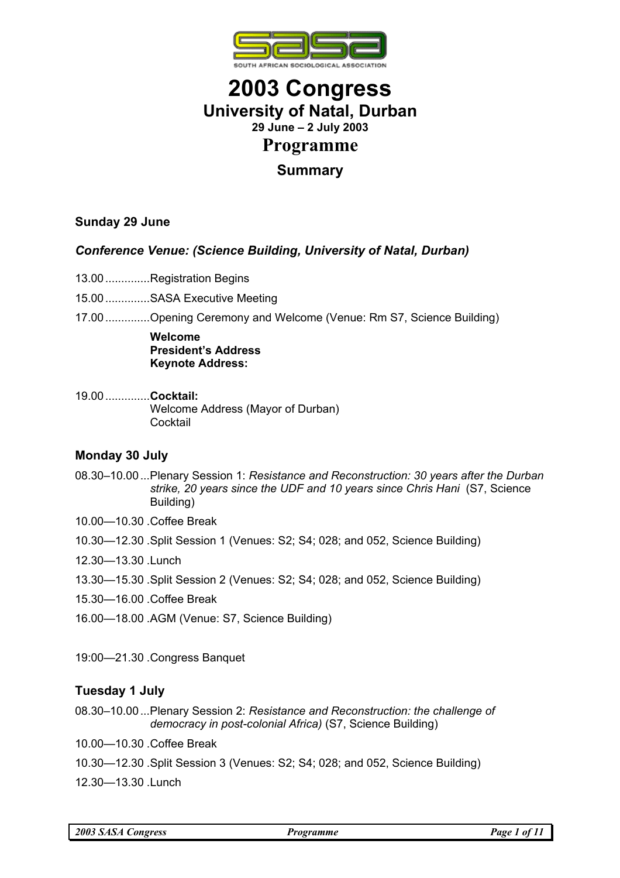SOUTH AFRICAN SOCIOLOGICAL ASSOCIATION

# 2003 Congress

## University of Natal, Durban

**29 June – 2 July 2003**

## Programme

### Summary

### Sunday 29 June

***Conference Venue: (Science Building, University of Natal, Durban)***

13.00 .............Registration Begins

15.00 .............SASA Executive Meeting

17.00 .............Opening Ceremony and Welcome (Venue: Rm S7, Science Building)

**Welcome**
**President's Address**
**Keynote Address:**

19.00 .............**Cocktail:**
Welcome Address (Mayor of Durban)
Cocktail

### Monday 30 July

08.30–10.00 ...Plenary Session 1: *Resistance and Reconstruction: 30 years after the Durban strike, 20 years since the UDF and 10 years since Chris Hani* (S7, Science Building)

10.00—10.30 .Coffee Break

10.30—12.30 .Split Session 1 (Venues: S2; S4; 028; and 052, Science Building)

12.30—13.30 .Lunch

13.30—15.30 .Split Session 2 (Venues: S2; S4; 028; and 052, Science Building)

15.30—16.00 .Coffee Break

16.00—18.00 .AGM (Venue: S7, Science Building)

19:00—21.30 .Congress Banquet

### Tuesday 1 July

08.30–10.00 ...Plenary Session 2: *Resistance and Reconstruction: the challenge of democracy in post-colonial Africa)* (S7, Science Building)

10.00—10.30 .Coffee Break

10.30—12.30 .Split Session 3 (Venues: S2; S4; 028; and 052, Science Building)

12.30—13.30 .Lunch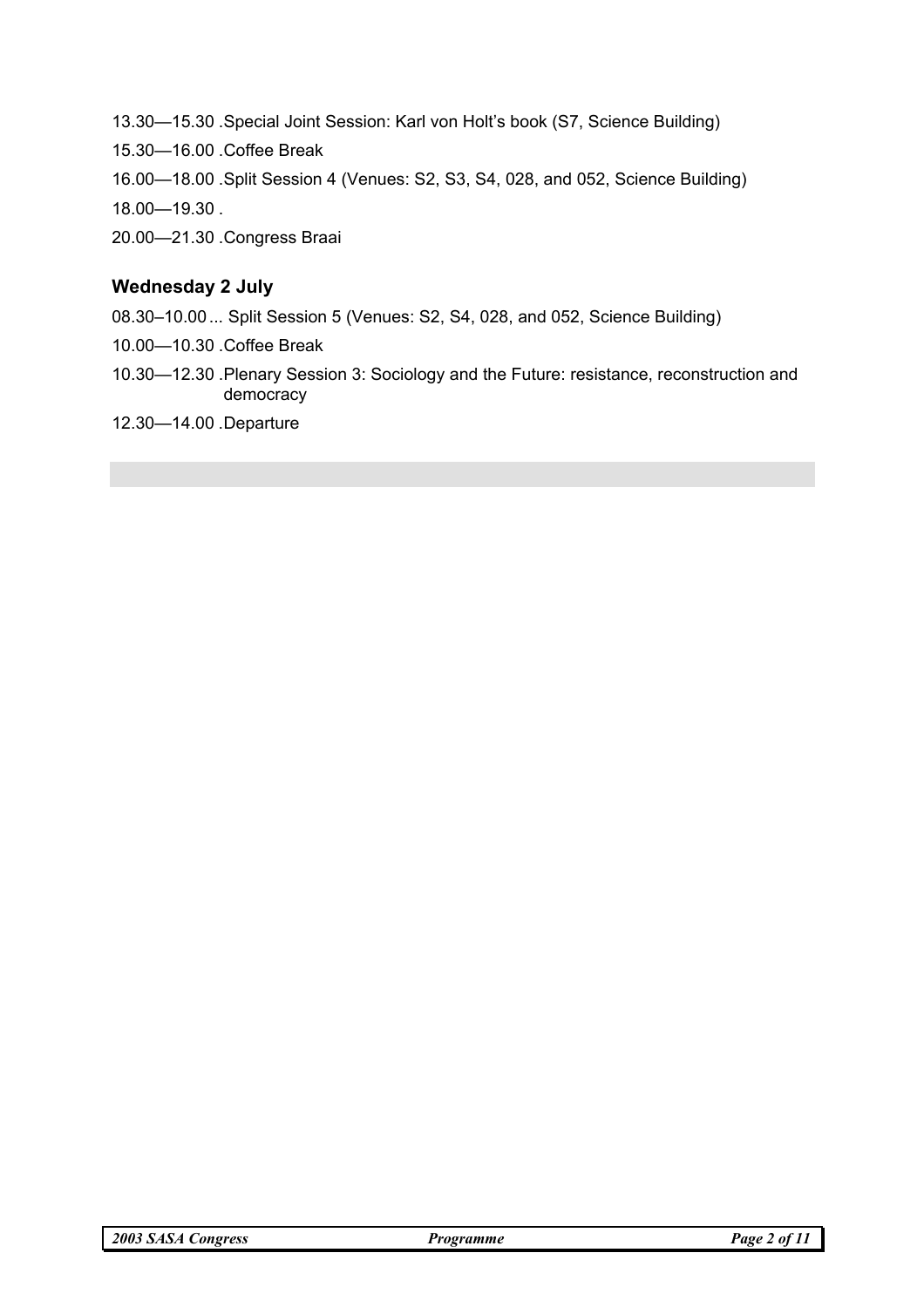13.30—15.30 .Special Joint Session: Karl von Holt's book (S7, Science Building)

15.30—16.00 .Coffee Break

16.00—18.00 .Split Session 4 (Venues: S2, S3, S4, 028, and 052, Science Building)

18.00—19.30 .

20.00—21.30 .Congress Braai

### Wednesday 2 July

08.30–10.00 ... Split Session 5 (Venues: S2, S4, 028, and 052, Science Building)

10.00—10.30 .Coffee Break

10.30—12.30 .Plenary Session 3: Sociology and the Future: resistance, reconstruction and democracy

12.30—14.00 .Departure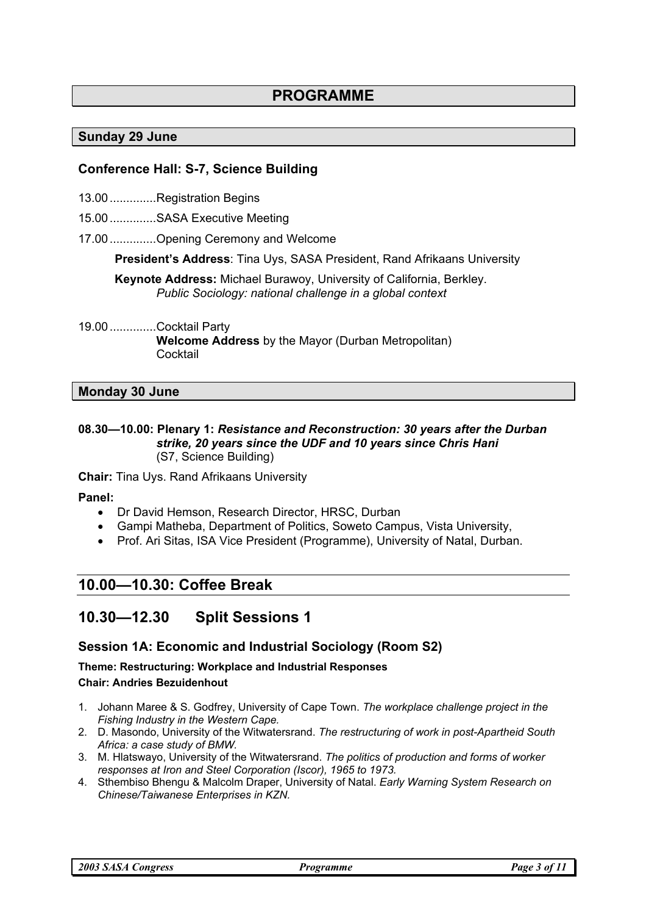# PROGRAMME

## Sunday 29 June

### Conference Hall: S-7, Science Building

13.00 ..............Registration Begins

15.00 ..............SASA Executive Meeting

17.00 ..............Opening Ceremony and Welcome

**President's Address**: Tina Uys, SASA President, Rand Afrikaans University

**Keynote Address:** Michael Burawoy, University of California, Berkley.
*Public Sociology: national challenge in a global context*

19.00 ..............Cocktail Party
**Welcome Address** by the Mayor (Durban Metropolitan)
Cocktail

## Monday 30 June

**08.30—10.00: Plenary 1: *Resistance and Reconstruction: 30 years after the Durban strike, 20 years since the UDF and 10 years since Chris Hani*** (S7, Science Building)

**Chair:** Tina Uys. Rand Afrikaans University

**Panel:**

- Dr David Hemson, Research Director, HRSC, Durban
- Gampi Matheba, Department of Politics, Soweto Campus, Vista University,
- Prof. Ari Sitas, ISA Vice President (Programme), University of Natal, Durban.

## 10.00—10.30: Coffee Break

## 10.30—12.30 Split Sessions 1

### Session 1A: Economic and Industrial Sociology (Room S2)

**Theme: Restructuring: Workplace and Industrial Responses**
**Chair: Andries Bezuidenhout**

1. Johann Maree & S. Godfrey, University of Cape Town. *The workplace challenge project in the Fishing Industry in the Western Cape.*
2. D. Masondo, University of the Witwatersrand. *The restructuring of work in post-Apartheid South Africa: a case study of BMW.*
3. M. Hlatswayo, University of the Witwatersrand. *The politics of production and forms of worker responses at Iron and Steel Corporation (Iscor), 1965 to 1973.*
4. Sthembiso Bhengu & Malcolm Draper, University of Natal. *Early Warning System Research on Chinese/Taiwanese Enterprises in KZN.*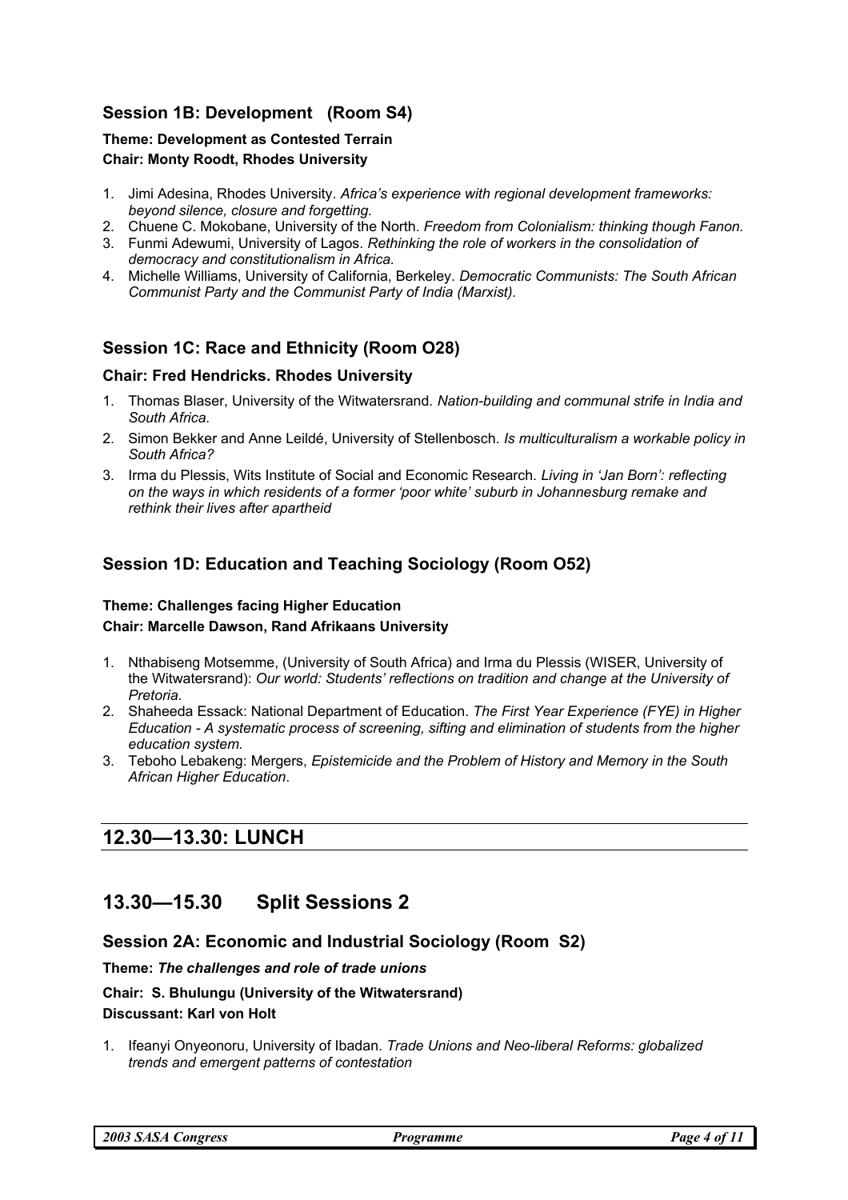### Session 1B: Development (Room S4)

**Theme: Development as Contested Terrain**
**Chair: Monty Roodt, Rhodes University**

1. Jimi Adesina, Rhodes University. *Africa's experience with regional development frameworks: beyond silence, closure and forgetting.*
2. Chuene C. Mokobane, University of the North. *Freedom from Colonialism: thinking though Fanon.*
3. Funmi Adewumi, University of Lagos. *Rethinking the role of workers in the consolidation of democracy and constitutionalism in Africa.*
4. Michelle Williams, University of California, Berkeley. *Democratic Communists: The South African Communist Party and the Communist Party of India (Marxist).*

### Session 1C: Race and Ethnicity (Room O28)

**Chair: Fred Hendricks. Rhodes University**

1. Thomas Blaser, University of the Witwatersrand. *Nation-building and communal strife in India and South Africa.*
2. Simon Bekker and Anne Leildé, University of Stellenbosch. *Is multiculturalism a workable policy in South Africa?*
3. Irma du Plessis, Wits Institute of Social and Economic Research. *Living in 'Jan Born': reflecting on the ways in which residents of a former 'poor white' suburb in Johannesburg remake and rethink their lives after apartheid*

### Session 1D: Education and Teaching Sociology (Room O52)

**Theme: Challenges facing Higher Education**
**Chair: Marcelle Dawson, Rand Afrikaans University**

1. Nthabiseng Motsemme, (University of South Africa) and Irma du Plessis (WISER, University of the Witwatersrand): *Our world: Students' reflections on tradition and change at the University of Pretoria.*
2. Shaheeda Essack: National Department of Education. *The First Year Experience (FYE) in Higher Education - A systematic process of screening, sifting and elimination of students from the higher education system.*
3. Teboho Lebakeng: Mergers, *Epistemicide and the Problem of History and Memory in the South African Higher Education*.

## 12.30—13.30: LUNCH

## 13.30—15.30 Split Sessions 2

### Session 2A: Economic and Industrial Sociology (Room S2)

**Theme:** ***The challenges and role of trade unions***

**Chair: S. Bhulungu (University of the Witwatersrand)**
**Discussant: Karl von Holt**

1. Ifeanyi Onyeonoru, University of Ibadan. *Trade Unions and Neo-liberal Reforms: globalized trends and emergent patterns of contestation*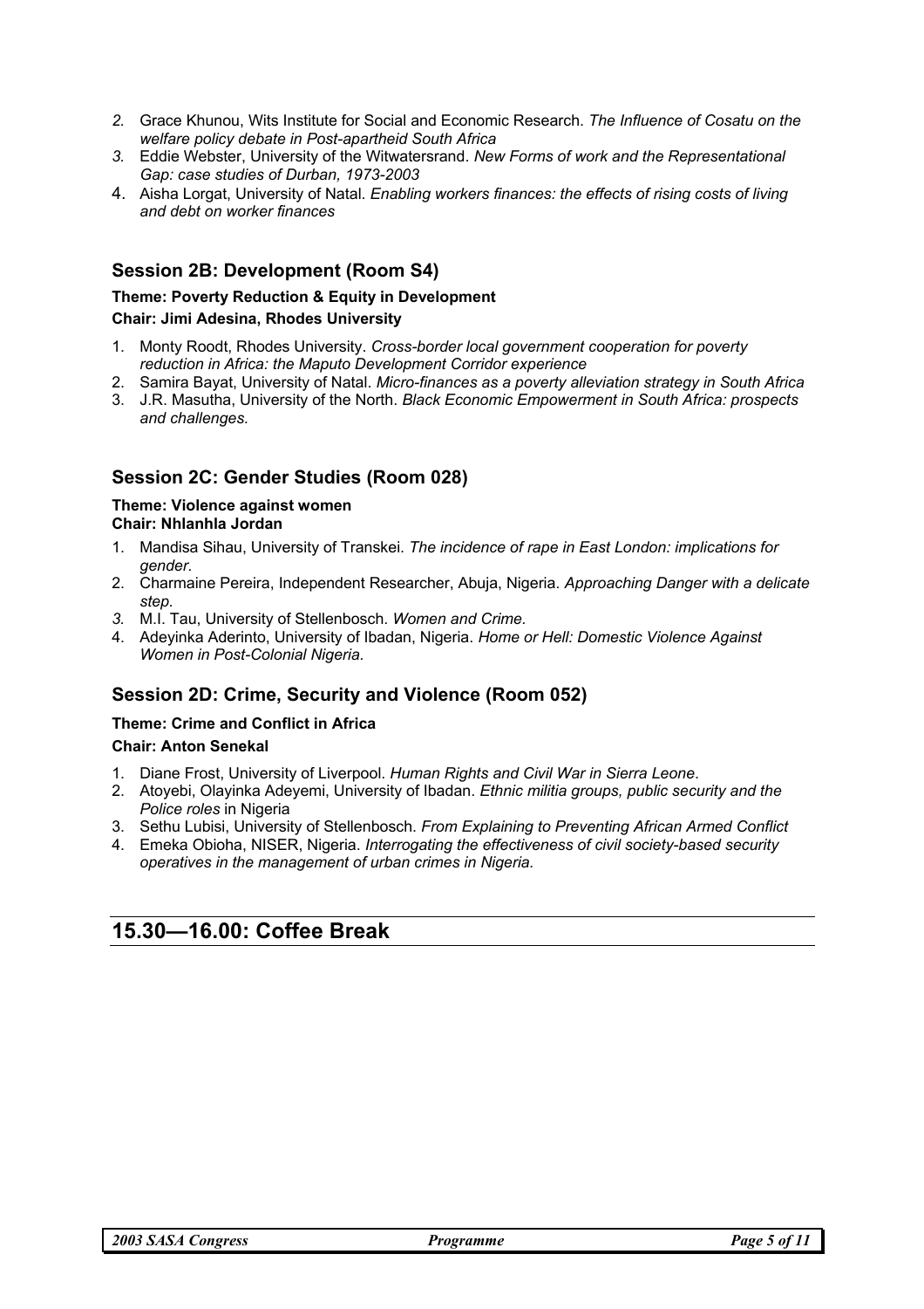2. Grace Khunou, Wits Institute for Social and Economic Research. *The Influence of Cosatu on the welfare policy debate in Post-apartheid South Africa*
3. Eddie Webster, University of the Witwatersrand. *New Forms of work and the Representational Gap: case studies of Durban, 1973-2003*
4. Aisha Lorgat, University of Natal. *Enabling workers finances: the effects of rising costs of living and debt on worker finances*

## Session 2B: Development (Room S4)

**Theme: Poverty Reduction & Equity in Development**

**Chair: Jimi Adesina, Rhodes University**

1. Monty Roodt, Rhodes University. *Cross-border local government cooperation for poverty reduction in Africa: the Maputo Development Corridor experience*
2. Samira Bayat, University of Natal. *Micro-finances as a poverty alleviation strategy in South Africa*
3. J.R. Masutha, University of the North. *Black Economic Empowerment in South Africa: prospects and challenges.*

## Session 2C: Gender Studies (Room 028)

**Theme: Violence against women**

**Chair: Nhlanhla Jordan**

1. Mandisa Sihau, University of Transkei. *The incidence of rape in East London: implications for gender.*
2. Charmaine Pereira, Independent Researcher, Abuja, Nigeria. *Approaching Danger with a delicate step.*
3. M.I. Tau, University of Stellenbosch. *Women and Crime.*
4. Adeyinka Aderinto, University of Ibadan, Nigeria. *Home or Hell: Domestic Violence Against Women in Post-Colonial Nigeria.*

## Session 2D: Crime, Security and Violence (Room 052)

**Theme: Crime and Conflict in Africa**

**Chair: Anton Senekal**

1. Diane Frost, University of Liverpool. *Human Rights and Civil War in Sierra Leone.*
2. Atoyebi, Olayinka Adeyemi, University of Ibadan. *Ethnic militia groups, public security and the Police roles* in Nigeria
3. Sethu Lubisi, University of Stellenbosch. *From Explaining to Preventing African Armed Conflict*
4. Emeka Obioha, NISER, Nigeria. *Interrogating the effectiveness of civil society-based security operatives in the management of urban crimes in Nigeria.*

# 15.30—16.00: Coffee Break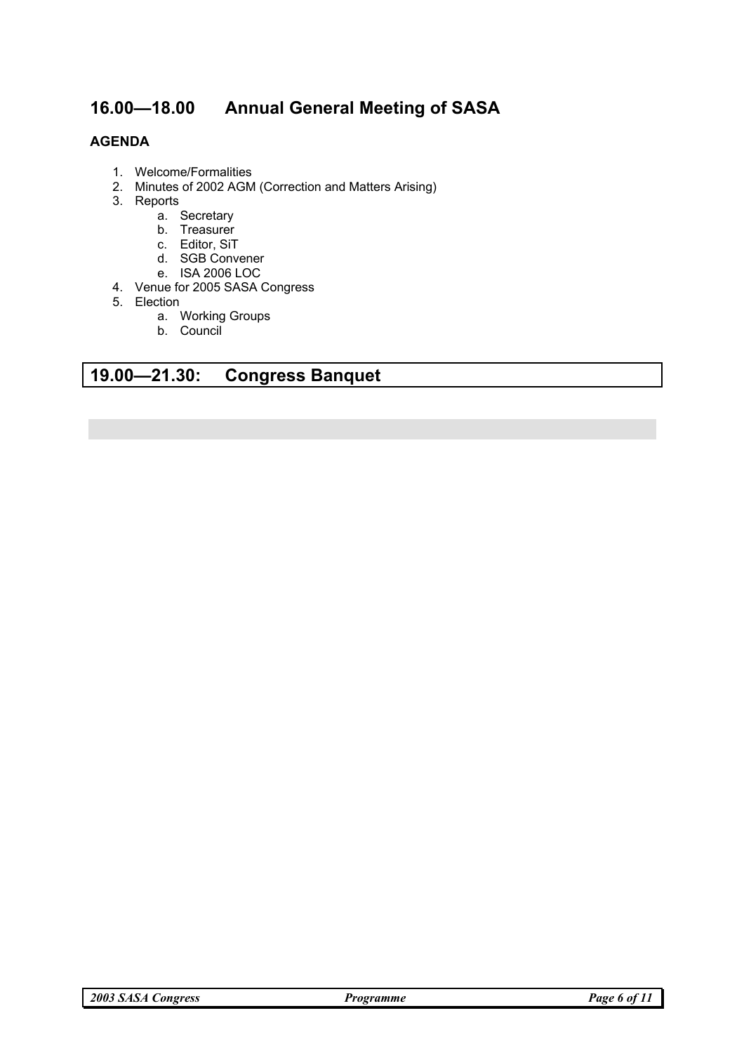## 16.00—18.00 Annual General Meeting of SASA

**AGENDA**

1. Welcome/Formalities
2. Minutes of 2002 AGM (Correction and Matters Arising)
3. Reports
   a. Secretary
   b. Treasurer
   c. Editor, SiT
   d. SGB Convener
   e. ISA 2006 LOC
4. Venue for 2005 SASA Congress
5. Election
   a. Working Groups
   b. Council

## 19.00—21.30: Congress Banquet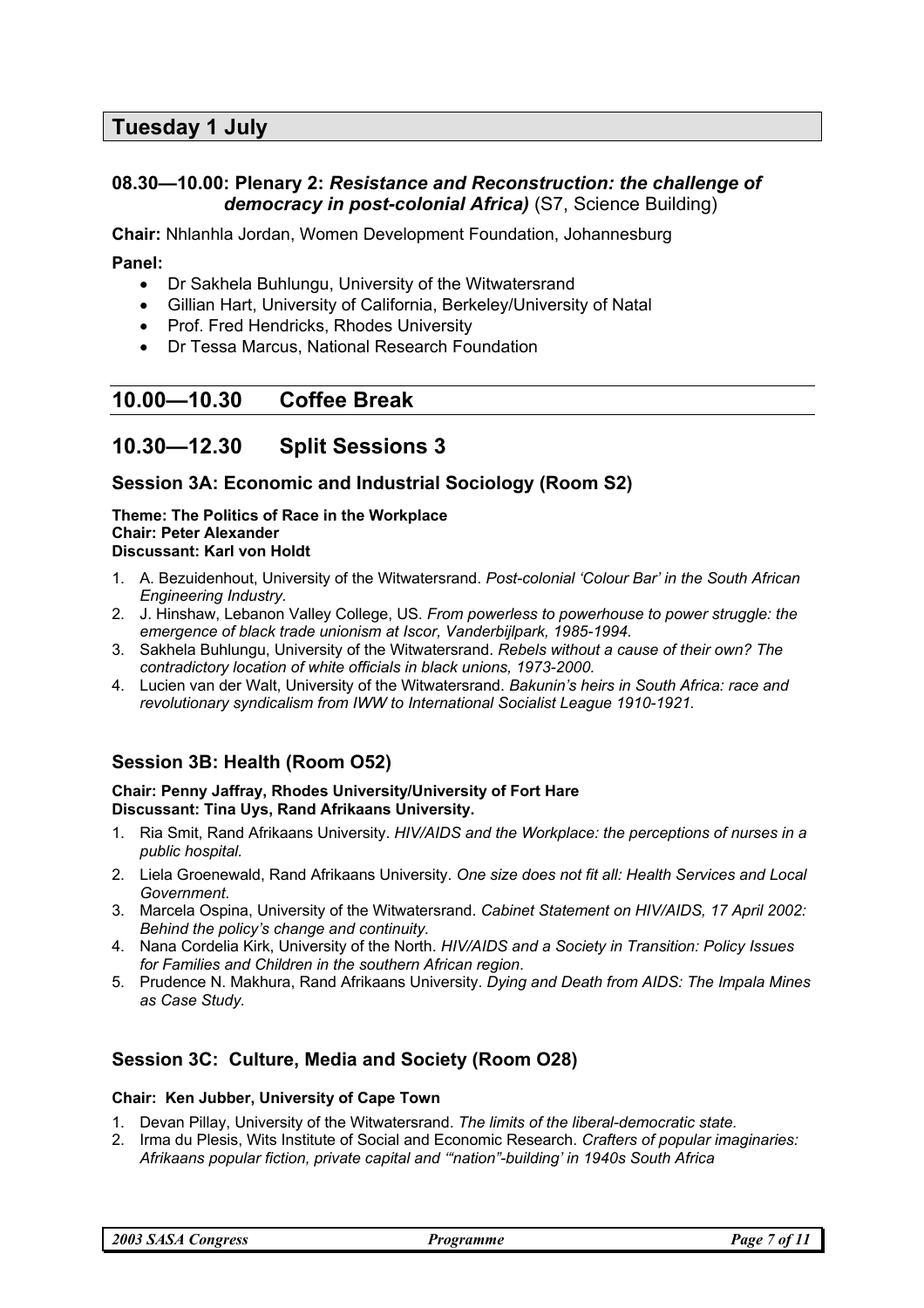## Tuesday 1 July

### 08.30—10.00: Plenary 2: *Resistance and Reconstruction: the challenge of democracy in post-colonial Africa)* (S7, Science Building)

**Chair:** Nhlanhla Jordan, Women Development Foundation, Johannesburg

**Panel:**

- Dr Sakhela Buhlungu, University of the Witwatersrand
- Gillian Hart, University of California, Berkeley/University of Natal
- Prof. Fred Hendricks, Rhodes University
- Dr Tessa Marcus, National Research Foundation

## 10.00—10.30 Coffee Break

## 10.30—12.30 Split Sessions 3

### Session 3A: Economic and Industrial Sociology (Room S2)

**Theme: The Politics of Race in the Workplace**
**Chair: Peter Alexander**
**Discussant: Karl von Holdt**

1. A. Bezuidenhout, University of the Witwatersrand. *Post-colonial 'Colour Bar' in the South African Engineering Industry.*
2. J. Hinshaw, Lebanon Valley College, US. *From powerless to powerhouse to power struggle: the emergence of black trade unionism at Iscor, Vanderbijlpark, 1985-1994.*
3. Sakhela Buhlungu, University of the Witwatersrand. *Rebels without a cause of their own? The contradictory location of white officials in black unions, 1973-2000.*
4. Lucien van der Walt, University of the Witwatersrand. *Bakunin's heirs in South Africa: race and revolutionary syndicalism from IWW to International Socialist League 1910-1921.*

### Session 3B: Health (Room O52)

**Chair: Penny Jaffray, Rhodes University/University of Fort Hare**
**Discussant: Tina Uys, Rand Afrikaans University.**

1. Ria Smit, Rand Afrikaans University. *HIV/AIDS and the Workplace: the perceptions of nurses in a public hospital.*
2. Liela Groenewald, Rand Afrikaans University. *One size does not fit all: Health Services and Local Government*.
3. Marcela Ospina, University of the Witwatersrand. *Cabinet Statement on HIV/AIDS, 17 April 2002: Behind the policy's change and continuity.*
4. Nana Cordelia Kirk, University of the North. *HIV/AIDS and a Society in Transition: Policy Issues for Families and Children in the southern African region*.
5. Prudence N. Makhura, Rand Afrikaans University. *Dying and Death from AIDS: The Impala Mines as Case Study.*

### Session 3C: Culture, Media and Society (Room O28)

**Chair: Ken Jubber, University of Cape Town**

1. Devan Pillay, University of the Witwatersrand. *The limits of the liberal-democratic state.*
2. Irma du Plesis, Wits Institute of Social and Economic Research. *Crafters of popular imaginaries: Afrikaans popular fiction, private capital and '"nation"-building' in 1940s South Africa*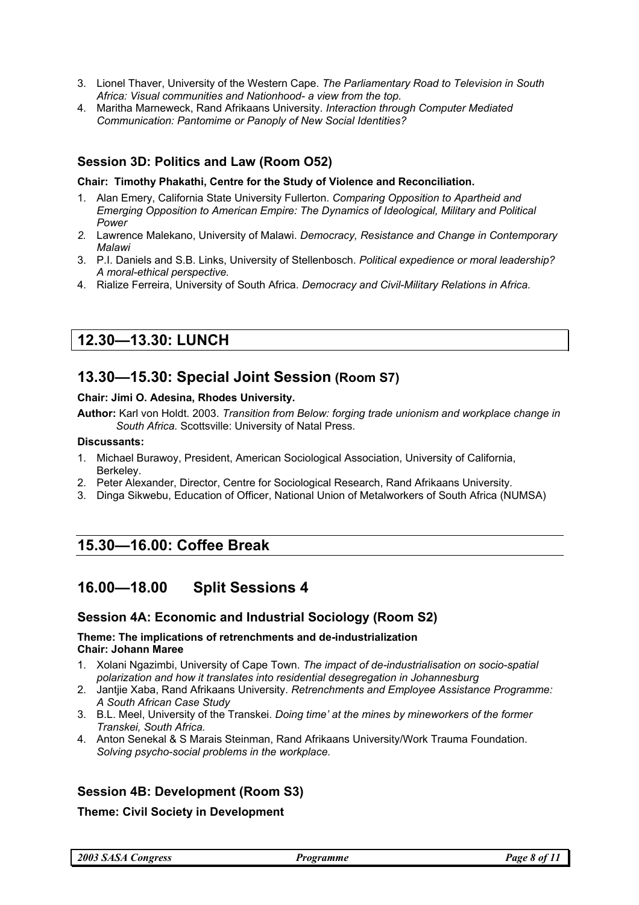3. Lionel Thaver, University of the Western Cape. *The Parliamentary Road to Television in South Africa: Visual communities and Nationhood- a view from the top.*
4. Maritha Marneweck, Rand Afrikaans University. *Interaction through Computer Mediated Communication: Pantomime or Panoply of New Social Identities?*

### Session 3D: Politics and Law (Room O52)

**Chair: Timothy Phakathi, Centre for the Study of Violence and Reconciliation.**

1. Alan Emery, California State University Fullerton. *Comparing Opposition to Apartheid and Emerging Opposition to American Empire: The Dynamics of Ideological, Military and Political Power*
2. Lawrence Malekano, University of Malawi. *Democracy, Resistance and Change in Contemporary Malawi*
3. P.I. Daniels and S.B. Links, University of Stellenbosch. *Political expedience or moral leadership? A moral-ethical perspective.*
4. Rialize Ferreira, University of South Africa. *Democracy and Civil-Military Relations in Africa.*

## 12.30—13.30: LUNCH

## 13.30—15.30: Special Joint Session (Room S7)

**Chair: Jimi O. Adesina, Rhodes University.**

**Author:** Karl von Holdt. 2003. *Transition from Below: forging trade unionism and workplace change in South Africa.* Scottsville: University of Natal Press.

**Discussants:**

1. Michael Burawoy, President, American Sociological Association, University of California, Berkeley.
2. Peter Alexander, Director, Centre for Sociological Research, Rand Afrikaans University.
3. Dinga Sikwebu, Education of Officer, National Union of Metalworkers of South Africa (NUMSA)

## 15.30—16.00: Coffee Break

## 16.00—18.00 Split Sessions 4

### Session 4A: Economic and Industrial Sociology (Room S2)

**Theme: The implications of retrenchments and de-industrialization**
**Chair: Johann Maree**

1. Xolani Ngazimbi, University of Cape Town. *The impact of de-industrialisation on socio-spatial polarization and how it translates into residential desegregation in Johannesburg*
2. Jantjie Xaba, Rand Afrikaans University. *Retrenchments and Employee Assistance Programme: A South African Case Study*
3. B.L. Meel, University of the Transkei. *Doing time' at the mines by mineworkers of the former Transkei, South Africa.*
4. Anton Senekal & S Marais Steinman, Rand Afrikaans University/Work Trauma Foundation. *Solving psycho-social problems in the workplace.*

### Session 4B: Development (Room S3)

**Theme: Civil Society in Development**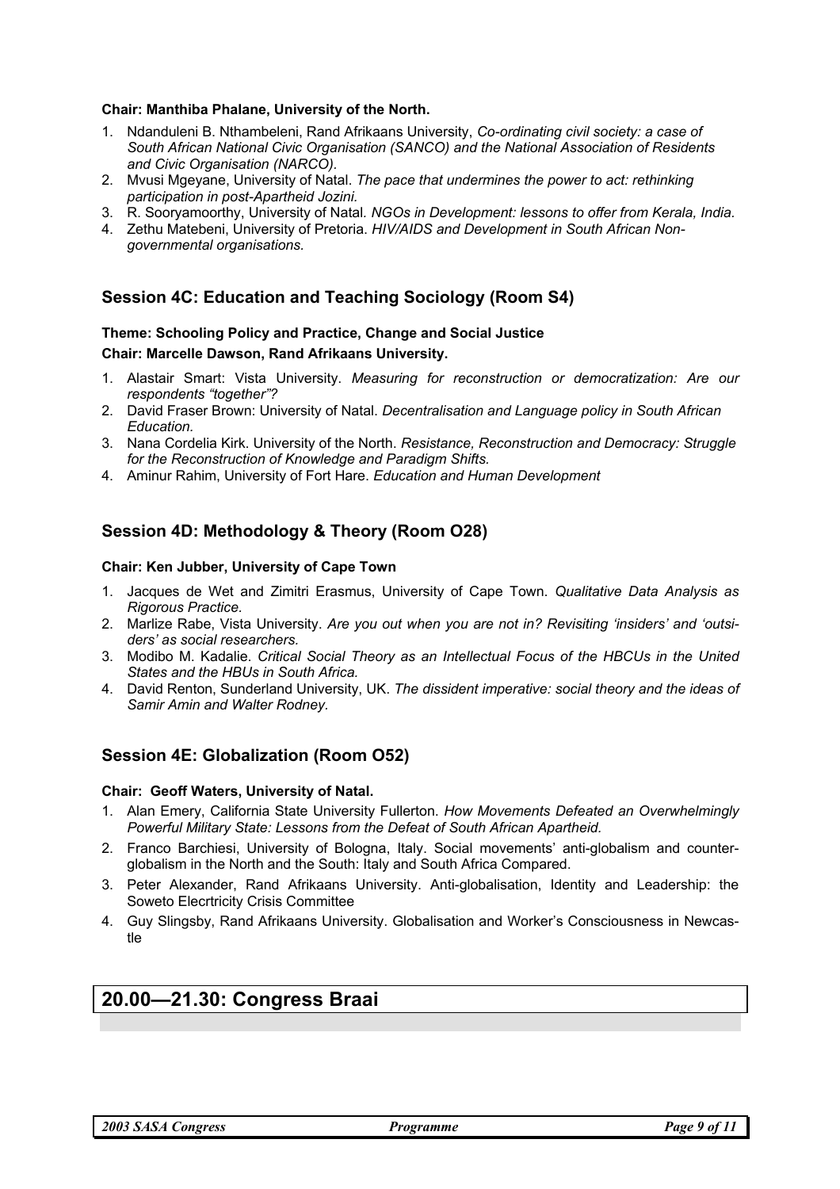**Chair: Manthiba Phalane, University of the North.**

1. Ndanduleni B. Nthambeleni, Rand Afrikaans University, *Co-ordinating civil society: a case of South African National Civic Organisation (SANCO) and the National Association of Residents and Civic Organisation (NARCO).*
2. Mvusi Mgeyane, University of Natal. *The pace that undermines the power to act: rethinking participation in post-Apartheid Jozini.*
3. R. Sooryamoorthy, University of Natal. *NGOs in Development: lessons to offer from Kerala, India.*
4. Zethu Matebeni, University of Pretoria. *HIV/AIDS and Development in South African Non-governmental organisations.*

## Session 4C: Education and Teaching Sociology (Room S4)

**Theme: Schooling Policy and Practice, Change and Social Justice**

**Chair: Marcelle Dawson, Rand Afrikaans University.**

1. Alastair Smart: Vista University. *Measuring for reconstruction or democratization: Are our respondents "together"?*
2. David Fraser Brown: University of Natal. *Decentralisation and Language policy in South African Education.*
3. Nana Cordelia Kirk. University of the North. *Resistance, Reconstruction and Democracy: Struggle for the Reconstruction of Knowledge and Paradigm Shifts.*
4. Aminur Rahim, University of Fort Hare. *Education and Human Development*

## Session 4D: Methodology & Theory (Room O28)

**Chair: Ken Jubber, University of Cape Town**

1. Jacques de Wet and Zimitri Erasmus, University of Cape Town. *Qualitative Data Analysis as Rigorous Practice.*
2. Marlize Rabe, Vista University. *Are you out when you are not in? Revisiting 'insiders' and 'outsiders' as social researchers.*
3. Modibo M. Kadalie. *Critical Social Theory as an Intellectual Focus of the HBCUs in the United States and the HBUs in South Africa.*
4. David Renton, Sunderland University, UK. *The dissident imperative: social theory and the ideas of Samir Amin and Walter Rodney.*

## Session 4E: Globalization (Room O52)

**Chair: Geoff Waters, University of Natal.**

1. Alan Emery, California State University Fullerton. *How Movements Defeated an Overwhelmingly Powerful Military State: Lessons from the Defeat of South African Apartheid.*
2. Franco Barchiesi, University of Bologna, Italy. Social movements' anti-globalism and counter-globalism in the North and the South: Italy and South Africa Compared.
3. Peter Alexander, Rand Afrikaans University. Anti-globalisation, Identity and Leadership: the Soweto Elecrtricity Crisis Committee
4. Guy Slingsby, Rand Afrikaans University. Globalisation and Worker's Consciousness in Newcastle

# 20.00—21.30: Congress Braai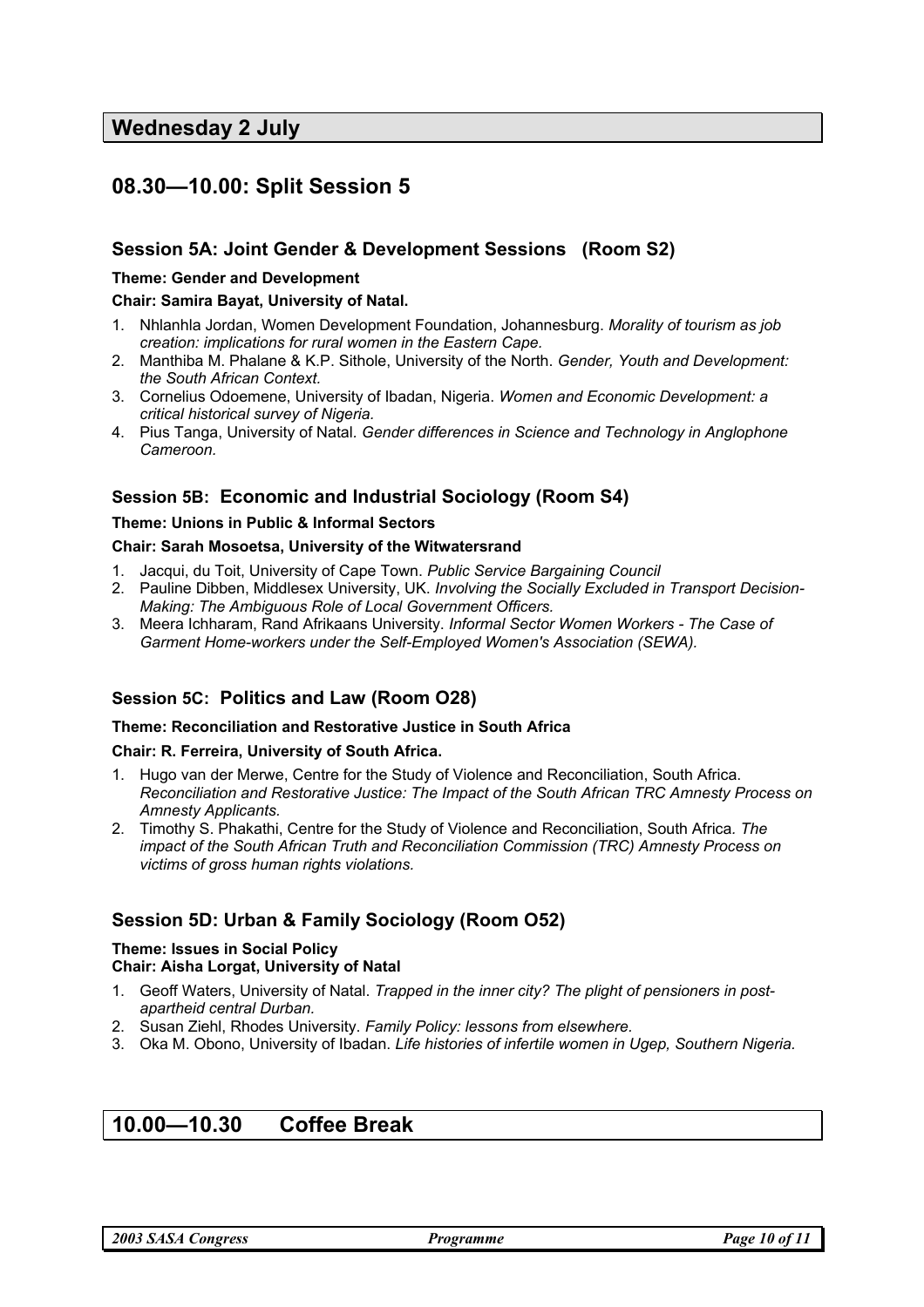## Wednesday 2 July

## 08.30—10.00: Split Session 5

### Session 5A: Joint Gender & Development Sessions (Room S2)

**Theme: Gender and Development**

**Chair: Samira Bayat, University of Natal.**

1. Nhlanhla Jordan, Women Development Foundation, Johannesburg. *Morality of tourism as job creation: implications for rural women in the Eastern Cape.*
2. Manthiba M. Phalane & K.P. Sithole, University of the North. *Gender, Youth and Development: the South African Context.*
3. Cornelius Odoemene, University of Ibadan, Nigeria. *Women and Economic Development: a critical historical survey of Nigeria.*
4. Pius Tanga, University of Natal. *Gender differences in Science and Technology in Anglophone Cameroon.*

### Session 5B: Economic and Industrial Sociology (Room S4)

**Theme: Unions in Public & Informal Sectors**

**Chair: Sarah Mosoetsa, University of the Witwatersrand**

1. Jacqui, du Toit, University of Cape Town. *Public Service Bargaining Council*
2. Pauline Dibben, Middlesex University, UK. *Involving the Socially Excluded in Transport Decision-Making: The Ambiguous Role of Local Government Officers.*
3. Meera Ichharam, Rand Afrikaans University. *Informal Sector Women Workers - The Case of Garment Home-workers under the Self-Employed Women's Association (SEWA).*

### Session 5C: Politics and Law (Room O28)

**Theme: Reconciliation and Restorative Justice in South Africa**

**Chair: R. Ferreira, University of South Africa.**

1. Hugo van der Merwe, Centre for the Study of Violence and Reconciliation, South Africa. *Reconciliation and Restorative Justice: The Impact of the South African TRC Amnesty Process on Amnesty Applicants.*
2. Timothy S. Phakathi, Centre for the Study of Violence and Reconciliation, South Africa. *The impact of the South African Truth and Reconciliation Commission (TRC) Amnesty Process on victims of gross human rights violations.*

### Session 5D: Urban & Family Sociology (Room O52)

**Theme: Issues in Social Policy**
**Chair: Aisha Lorgat, University of Natal**

1. Geoff Waters, University of Natal. *Trapped in the inner city? The plight of pensioners in post-apartheid central Durban.*
2. Susan Ziehl, Rhodes University. *Family Policy: lessons from elsewhere.*
3. Oka M. Obono, University of Ibadan. *Life histories of infertile women in Ugep, Southern Nigeria.*

## 10.00—10.30 Coffee Break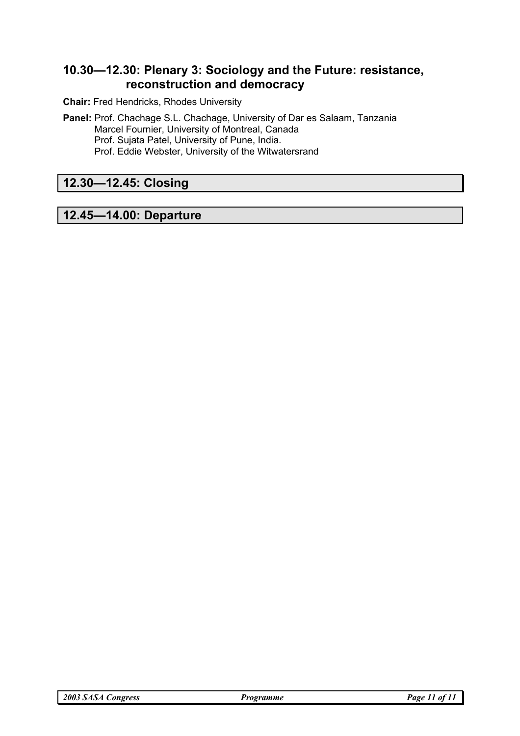## 10.30—12.30: Plenary 3: Sociology and the Future: resistance, reconstruction and democracy

**Chair:** Fred Hendricks, Rhodes University

**Panel:** Prof. Chachage S.L. Chachage, University of Dar es Salaam, Tanzania
Marcel Fournier, University of Montreal, Canada
Prof. Sujata Patel, University of Pune, India.
Prof. Eddie Webster, University of the Witwatersrand

## 12.30—12.45: Closing

## 12.45—14.00: Departure